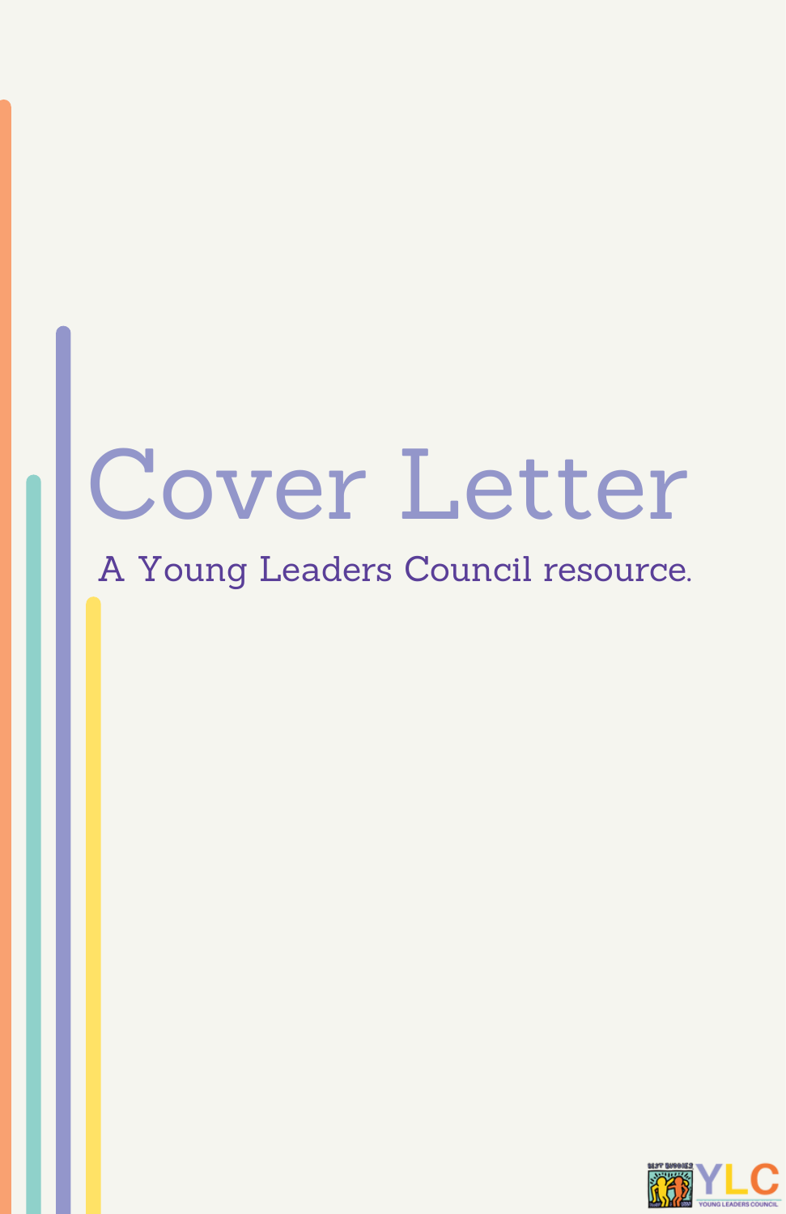# Cover Letter

A Young Leaders Council resource.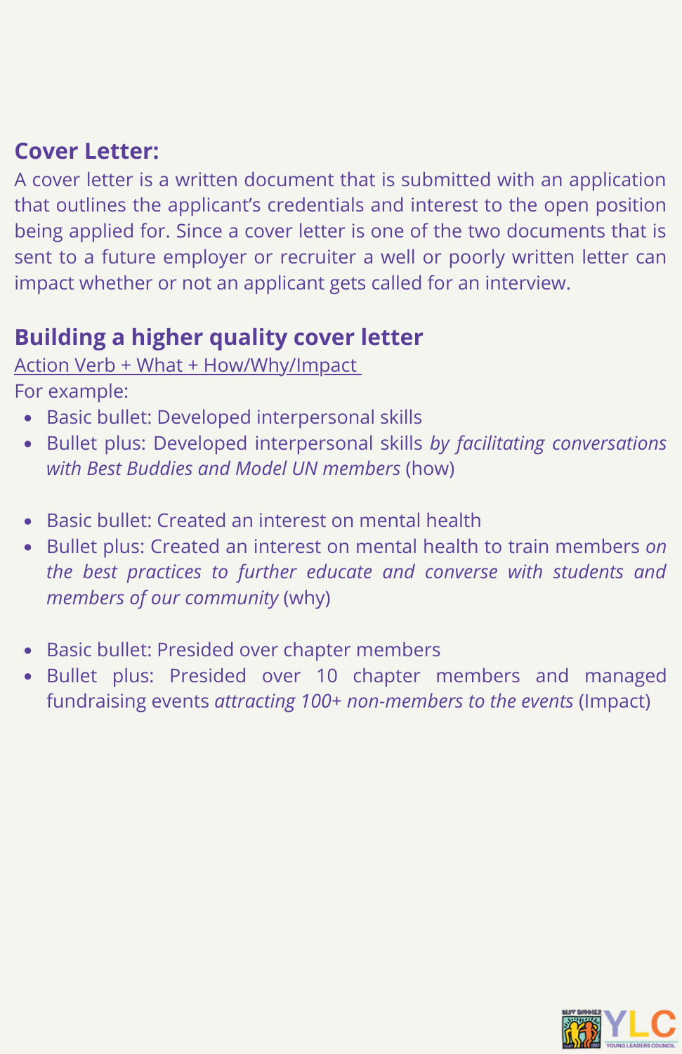## Cover Letter:

A cover letter is a written document that is submitted with an application that outlines the applicant's credentials and interest to the open position being applied for. Since a cover letter is one of the two documents that is sent to a future employer or recruiter a well or poorly written letter can impact whether or not an applicant gets called for an interview.

## Building a higher quality cover letter

<u>Action Verb + What + How/Why/Impact</u>

For example:

- Basic bullet: Developed interpersonal skills
- Bullet plus: Developed interpersonal skills *by facilitating conversations with Best Buddies and Model UN members* (how)

- Basic bullet: Created an interest on mental health
- Bullet plus: Created an interest on mental health to train members *on the best practices to further educate and converse with students and members of our community* (why)

- Basic bullet: Presided over chapter members
- Bullet plus: Presided over 10 chapter members and managed fundraising events *attracting 100+ non-members to the events* (Impact)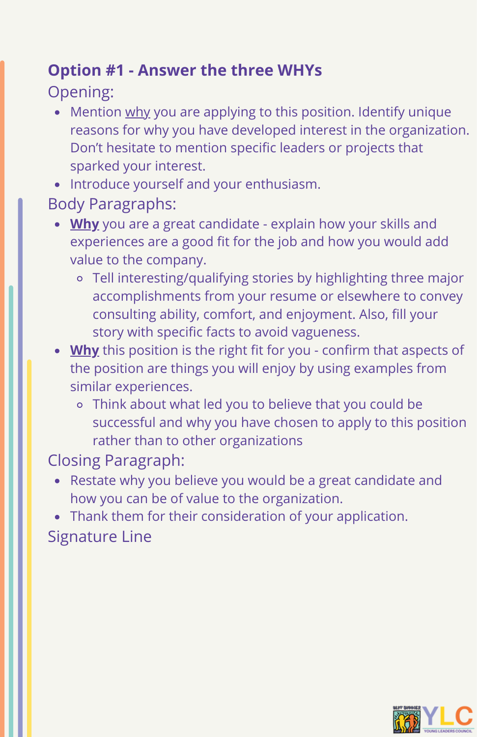## Option #1 - Answer the three WHYs

### Opening:

- Mention <u>why</u> you are applying to this position. Identify unique reasons for why you have developed interest in the organization. Don't hesitate to mention specific leaders or projects that sparked your interest.
- Introduce yourself and your enthusiasm.

### Body Paragraphs:

- **<u>Why</u>** you are a great candidate - explain how your skills and experiences are a good fit for the job and how you would add value to the company.
  - Tell interesting/qualifying stories by highlighting three major accomplishments from your resume or elsewhere to convey consulting ability, comfort, and enjoyment. Also, fill your story with specific facts to avoid vagueness.
- **<u>Why</u>** this position is the right fit for you - confirm that aspects of the position are things you will enjoy by using examples from similar experiences.
  - Think about what led you to believe that you could be successful and why you have chosen to apply to this position rather than to other organizations

### Closing Paragraph:

- Restate why you believe you would be a great candidate and how you can be of value to the organization.
- Thank them for their consideration of your application.

### Signature Line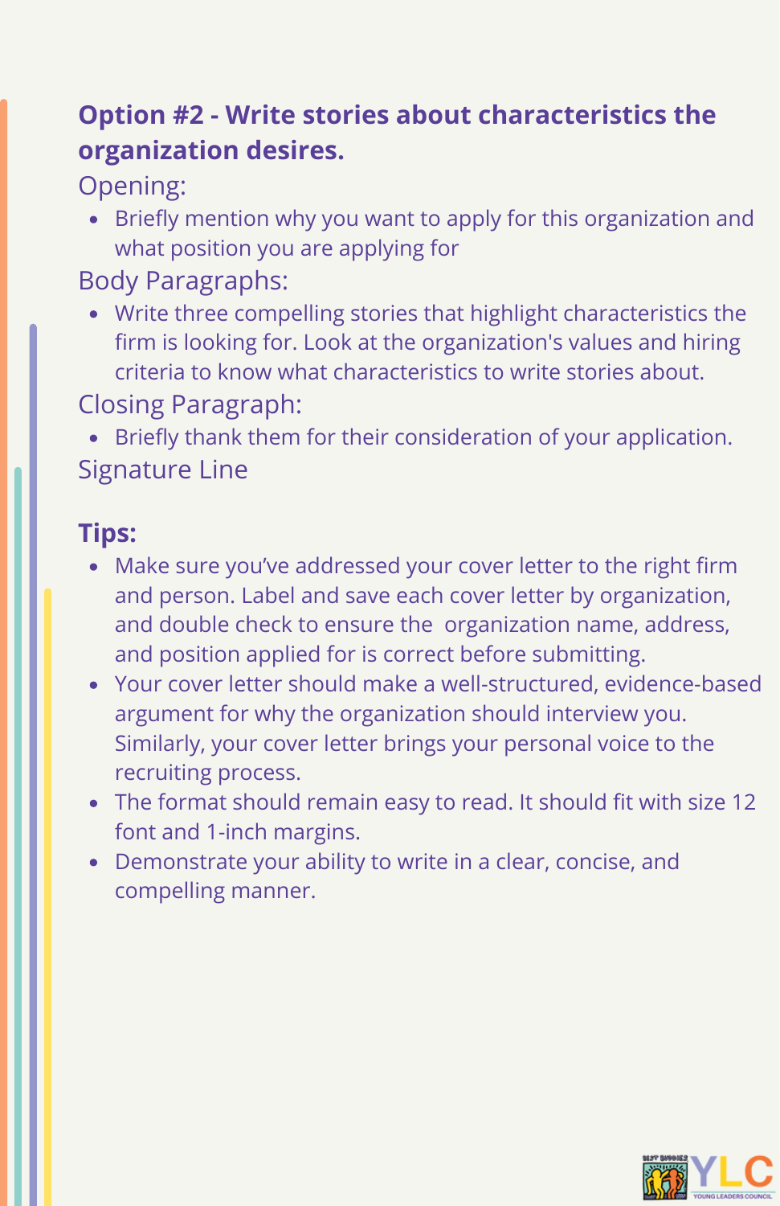## Option #2 - Write stories about characteristics the organization desires.

Opening:

- Briefly mention why you want to apply for this organization and what position you are applying for

Body Paragraphs:

- Write three compelling stories that highlight characteristics the firm is looking for. Look at the organization's values and hiring criteria to know what characteristics to write stories about.

Closing Paragraph:

- Briefly thank them for their consideration of your application.

Signature Line

### Tips:

- Make sure you've addressed your cover letter to the right firm and person. Label and save each cover letter by organization, and double check to ensure the organization name, address, and position applied for is correct before submitting.
- Your cover letter should make a well-structured, evidence-based argument for why the organization should interview you. Similarly, your cover letter brings your personal voice to the recruiting process.
- The format should remain easy to read. It should fit with size 12 font and 1-inch margins.
- Demonstrate your ability to write in a clear, concise, and compelling manner.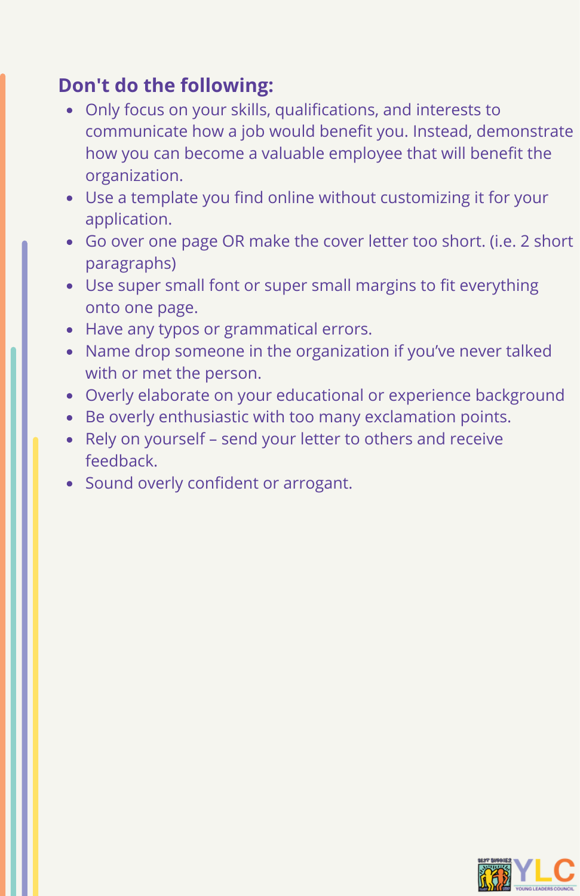## Don't do the following:

- Only focus on your skills, qualifications, and interests to communicate how a job would benefit you. Instead, demonstrate how you can become a valuable employee that will benefit the organization.
- Use a template you find online without customizing it for your application.
- Go over one page OR make the cover letter too short. (i.e. 2 short paragraphs)
- Use super small font or super small margins to fit everything onto one page.
- Have any typos or grammatical errors.
- Name drop someone in the organization if you've never talked with or met the person.
- Overly elaborate on your educational or experience background
- Be overly enthusiastic with too many exclamation points.
- Rely on yourself – send your letter to others and receive feedback.
- Sound overly confident or arrogant.